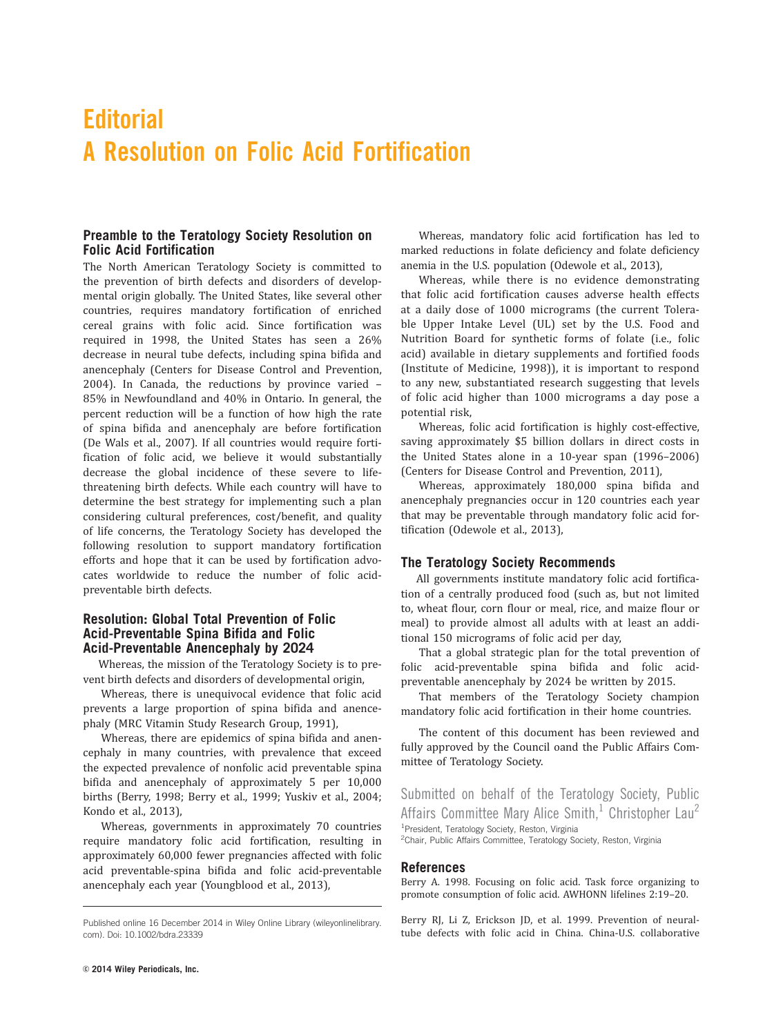# Editorial

# A Resolution on Folic Acid Fortification

## Preamble to the Teratology Society Resolution on Folic Acid Fortification

The North American Teratology Society is committed to the prevention of birth defects and disorders of developmental origin globally. The United States, like several other countries, requires mandatory fortification of enriched cereal grains with folic acid. Since fortification was required in 1998, the United States has seen a 26% decrease in neural tube defects, including spina bifida and anencephaly (Centers for Disease Control and Prevention, 2004). In Canada, the reductions by province varied – 85% in Newfoundland and 40% in Ontario. In general, the percent reduction will be a function of how high the rate of spina bifida and anencephaly are before fortification (De Wals et al., 2007). If all countries would require fortification of folic acid, we believe it would substantially decrease the global incidence of these severe to life-threatening birth defects. While each country will have to determine the best strategy for implementing such a plan considering cultural preferences, cost/benefit, and quality of life concerns, the Teratology Society has developed the following resolution to support mandatory fortification efforts and hope that it can be used by fortification advocates worldwide to reduce the number of folic acid-preventable birth defects.

## Resolution: Global Total Prevention of Folic Acid-Preventable Spina Bifida and Folic Acid-Preventable Anencephaly by 2024

Whereas, the mission of the Teratology Society is to prevent birth defects and disorders of developmental origin,

Whereas, there is unequivocal evidence that folic acid prevents a large proportion of spina bifida and anencephaly (MRC Vitamin Study Research Group, 1991),

Whereas, there are epidemics of spina bifida and anencephaly in many countries, with prevalence that exceed the expected prevalence of nonfolic acid preventable spina bifida and anencephaly of approximately 5 per 10,000 births (Berry, 1998; Berry et al., 1999; Yuskiv et al., 2004; Kondo et al., 2013),

Whereas, governments in approximately 70 countries require mandatory folic acid fortification, resulting in approximately 60,000 fewer pregnancies affected with folic acid preventable-spina bifida and folic acid-preventable anencephaly each year (Youngblood et al., 2013),

Whereas, mandatory folic acid fortification has led to marked reductions in folate deficiency and folate deficiency anemia in the U.S. population (Odewole et al., 2013),

Whereas, while there is no evidence demonstrating that folic acid fortification causes adverse health effects at a daily dose of 1000 micrograms (the current Tolerable Upper Intake Level (UL) set by the U.S. Food and Nutrition Board for synthetic forms of folate (i.e., folic acid) available in dietary supplements and fortified foods (Institute of Medicine, 1998)), it is important to respond to any new, substantiated research suggesting that levels of folic acid higher than 1000 micrograms a day pose a potential risk,

Whereas, folic acid fortification is highly cost-effective, saving approximately $5 billion dollars in direct costs in the United States alone in a 10-year span (1996–2006) (Centers for Disease Control and Prevention, 2011),

Whereas, approximately 180,000 spina bifida and anencephaly pregnancies occur in 120 countries each year that may be preventable through mandatory folic acid fortification (Odewole et al., 2013),

## The Teratology Society Recommends

All governments institute mandatory folic acid fortification of a centrally produced food (such as, but not limited to, wheat flour, corn flour or meal, rice, and maize flour or meal) to provide almost all adults with at least an additional 150 micrograms of folic acid per day,

That a global strategic plan for the total prevention of folic acid-preventable spina bifida and folic acid-preventable anencephaly by 2024 be written by 2015.

That members of the Teratology Society champion mandatory folic acid fortification in their home countries.

The content of this document has been reviewed and fully approved by the Council oand the Public Affairs Committee of Teratology Society.

Submitted on behalf of the Teratology Society, Public Affairs Committee Mary Alice Smith,[1] Christopher Lau[2]

[1]President, Teratology Society, Reston, Virginia
[2]Chair, Public Affairs Committee, Teratology Society, Reston, Virginia

## References

Berry A. 1998. Focusing on folic acid. Task force organizing to promote consumption of folic acid. AWHONN lifelines 2:19–20.

Berry RJ, Li Z, Erickson JD, et al. 1999. Prevention of neural-tube defects with folic acid in China. China-U.S. collaborative

Published online 16 December 2014 in Wiley Online Library (wileyonlinelibrary.com). Doi: 10.1002/bdra.23339

© 2014 Wiley Periodicals, Inc.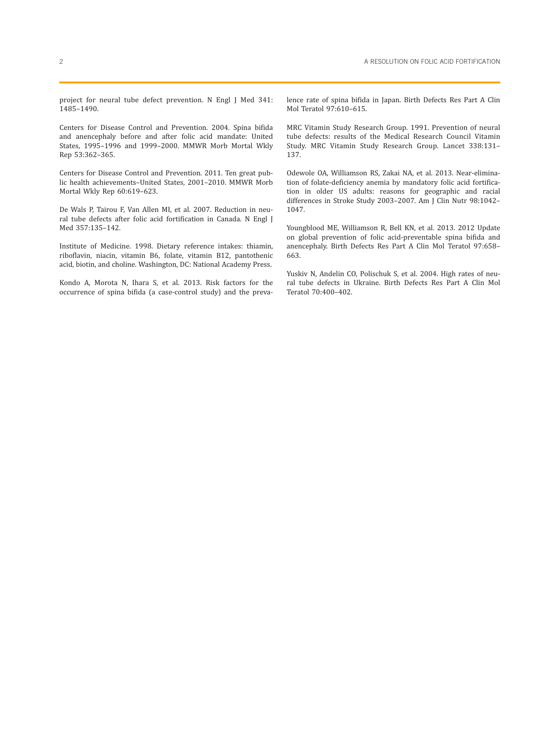project for neural tube defect prevention. N Engl J Med 341: 1485–1490.

Centers for Disease Control and Prevention. 2004. Spina bifida and anencephaly before and after folic acid mandate: United States, 1995–1996 and 1999–2000. MMWR Morb Mortal Wkly Rep 53:362–365.

Centers for Disease Control and Prevention. 2011. Ten great public health achievements–United States, 2001–2010. MMWR Morb Mortal Wkly Rep 60:619–623.

De Wals P, Tairou F, Van Allen MI, et al. 2007. Reduction in neural tube defects after folic acid fortification in Canada. N Engl J Med 357:135–142.

Institute of Medicine. 1998. Dietary reference intakes: thiamin, riboflavin, niacin, vitamin B6, folate, vitamin B12, pantothenic acid, biotin, and choline. Washington, DC: National Academy Press.

Kondo A, Morota N, Ihara S, et al. 2013. Risk factors for the occurrence of spina bifida (a case-control study) and the prevalence rate of spina bifida in Japan. Birth Defects Res Part A Clin Mol Teratol 97:610–615.

MRC Vitamin Study Research Group. 1991. Prevention of neural tube defects: results of the Medical Research Council Vitamin Study. MRC Vitamin Study Research Group. Lancet 338:131–137.

Odewole OA, Williamson RS, Zakai NA, et al. 2013. Near-elimination of folate-deficiency anemia by mandatory folic acid fortification in older US adults: reasons for geographic and racial differences in Stroke Study 2003–2007. Am J Clin Nutr 98:1042–1047.

Youngblood ME, Williamson R, Bell KN, et al. 2013. 2012 Update on global prevention of folic acid-preventable spina bifida and anencephaly. Birth Defects Res Part A Clin Mol Teratol 97:658–663.

Yuskiv N, Andelin CO, Polischuk S, et al. 2004. High rates of neural tube defects in Ukraine. Birth Defects Res Part A Clin Mol Teratol 70:400–402.